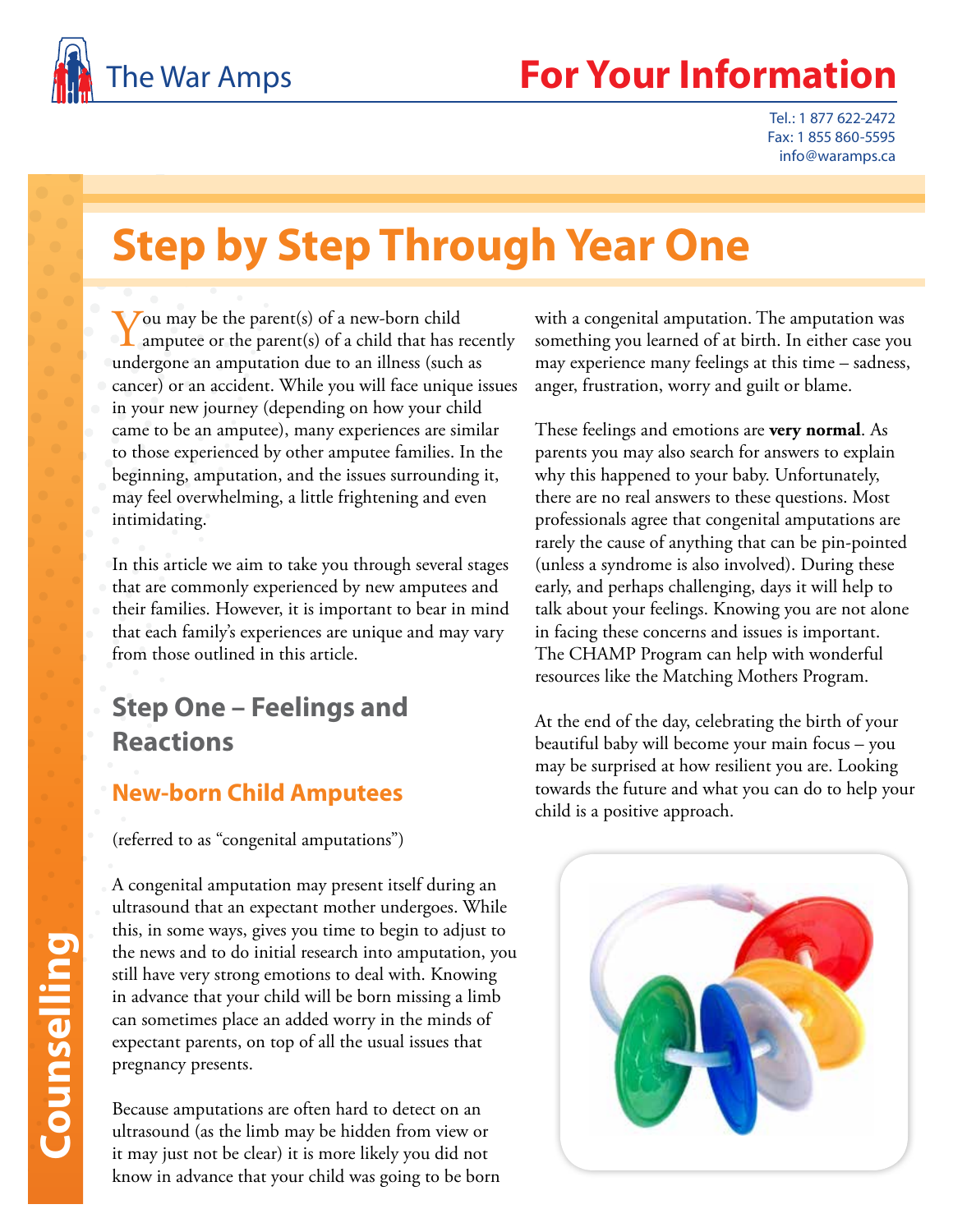The War Amps

# For Your Information

Tel.: 1 877 622-2472
Fax: 1 855 860-5595
info@waramps.ca

# Step by Step Through Year One

You may be the parent(s) of a new-born child amputee or the parent(s) of a child that has recently undergone an amputation due to an illness (such as cancer) or an accident. While you will face unique issues in your new journey (depending on how your child came to be an amputee), many experiences are similar to those experienced by other amputee families. In the beginning, amputation, and the issues surrounding it, may feel overwhelming, a little frightening and even intimidating.

In this article we aim to take you through several stages that are commonly experienced by new amputees and their families. However, it is important to bear in mind that each family's experiences are unique and may vary from those outlined in this article.

## Step One – Feelings and Reactions

### New-born Child Amputees

(referred to as "congenital amputations")

A congenital amputation may present itself during an ultrasound that an expectant mother undergoes. While this, in some ways, gives you time to begin to adjust to the news and to do initial research into amputation, you still have very strong emotions to deal with. Knowing in advance that your child will be born missing a limb can sometimes place an added worry in the minds of expectant parents, on top of all the usual issues that pregnancy presents.

Because amputations are often hard to detect on an ultrasound (as the limb may be hidden from view or it may just not be clear) it is more likely you did not know in advance that your child was going to be born with a congenital amputation. The amputation was something you learned of at birth. In either case you may experience many feelings at this time – sadness, anger, frustration, worry and guilt or blame.

These feelings and emotions are **very normal**. As parents you may also search for answers to explain why this happened to your baby. Unfortunately, there are no real answers to these questions. Most professionals agree that congenital amputations are rarely the cause of anything that can be pin-pointed (unless a syndrome is also involved). During these early, and perhaps challenging, days it will help to talk about your feelings. Knowing you are not alone in facing these concerns and issues is important. The CHAMP Program can help with wonderful resources like the Matching Mothers Program.

At the end of the day, celebrating the birth of your beautiful baby will become your main focus – you may be surprised at how resilient you are. Looking towards the future and what you can do to help your child is a positive approach.

Counselling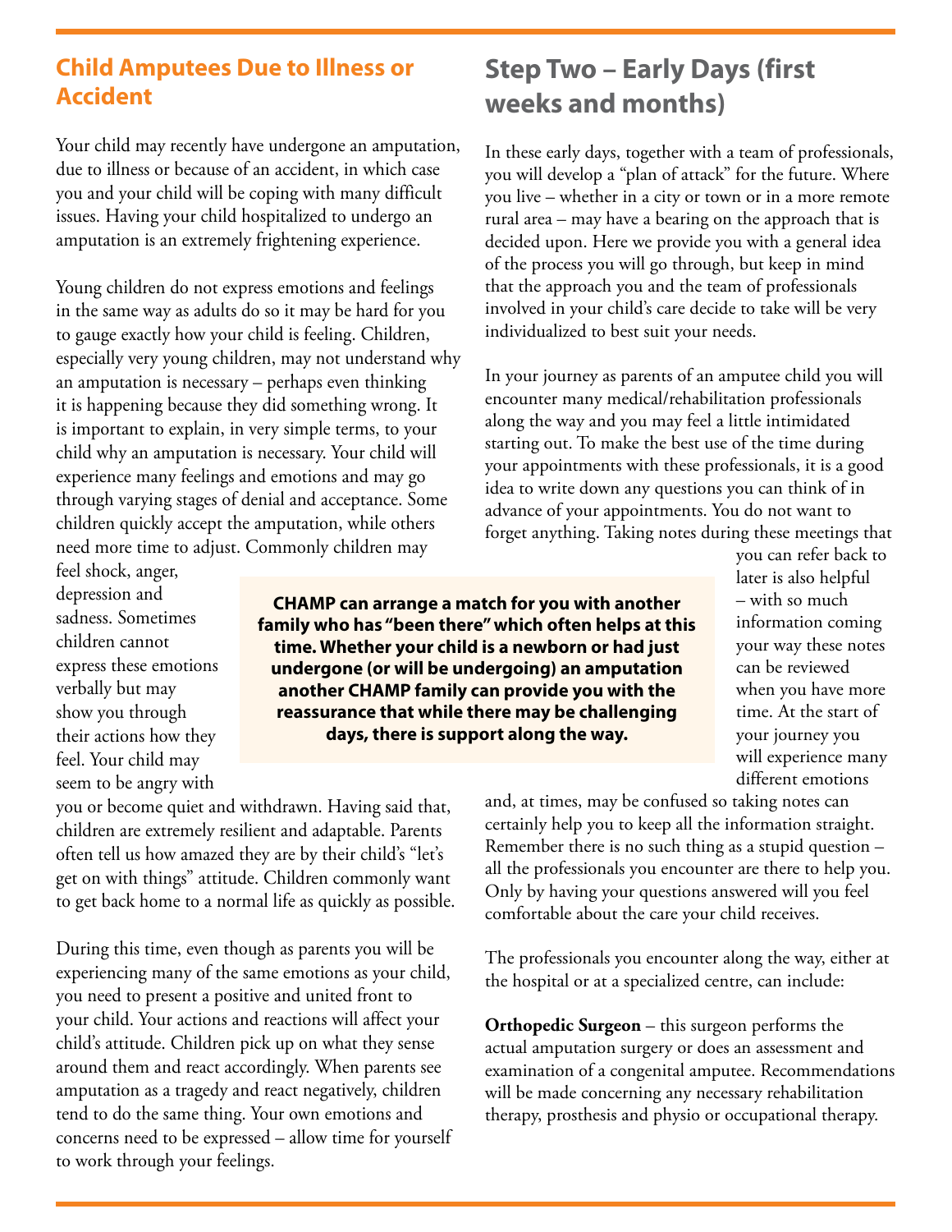## Child Amputees Due to Illness or Accident

Your child may recently have undergone an amputation, due to illness or because of an accident, in which case you and your child will be coping with many difficult issues. Having your child hospitalized to undergo an amputation is an extremely frightening experience.

Young children do not express emotions and feelings in the same way as adults do so it may be hard for you to gauge exactly how your child is feeling. Children, especially very young children, may not understand why an amputation is necessary – perhaps even thinking it is happening because they did something wrong. It is important to explain, in very simple terms, to your child why an amputation is necessary. Your child will experience many feelings and emotions and may go through varying stages of denial and acceptance. Some children quickly accept the amputation, while others need more time to adjust. Commonly children may feel shock, anger, depression and sadness. Sometimes children cannot express these emotions verbally but may show you through their actions how they feel. Your child may seem to be angry with you or become quiet and withdrawn. Having said that, children are extremely resilient and adaptable. Parents often tell us how amazed they are by their child's "let's get on with things" attitude. Children commonly want to get back home to a normal life as quickly as possible.

During this time, even though as parents you will be experiencing many of the same emotions as your child, you need to present a positive and united front to your child. Your actions and reactions will affect your child's attitude. Children pick up on what they sense around them and react accordingly. When parents see amputation as a tragedy and react negatively, children tend to do the same thing. Your own emotions and concerns need to be expressed – allow time for yourself to work through your feelings.

**CHAMP can arrange a match for you with another family who has "been there" which often helps at this time. Whether your child is a newborn or had just undergone (or will be undergoing) an amputation another CHAMP family can provide you with the reassurance that while there may be challenging days, there is support along the way.**

## Step Two – Early Days (first weeks and months)

In these early days, together with a team of professionals, you will develop a "plan of attack" for the future. Where you live – whether in a city or town or in a more remote rural area – may have a bearing on the approach that is decided upon. Here we provide you with a general idea of the process you will go through, but keep in mind that the approach you and the team of professionals involved in your child's care decide to take will be very individualized to best suit your needs.

In your journey as parents of an amputee child you will encounter many medical/rehabilitation professionals along the way and you may feel a little intimidated starting out. To make the best use of the time during your appointments with these professionals, it is a good idea to write down any questions you can think of in advance of your appointments. You do not want to forget anything. Taking notes during these meetings that you can refer back to later is also helpful – with so much information coming your way these notes can be reviewed when you have more time. At the start of your journey you will experience many different emotions and, at times, may be confused so taking notes can certainly help you to keep all the information straight. Remember there is no such thing as a stupid question – all the professionals you encounter are there to help you. Only by having your questions answered will you feel comfortable about the care your child receives.

The professionals you encounter along the way, either at the hospital or at a specialized centre, can include:

**Orthopedic Surgeon** – this surgeon performs the actual amputation surgery or does an assessment and examination of a congenital amputee. Recommendations will be made concerning any necessary rehabilitation therapy, prosthesis and physio or occupational therapy.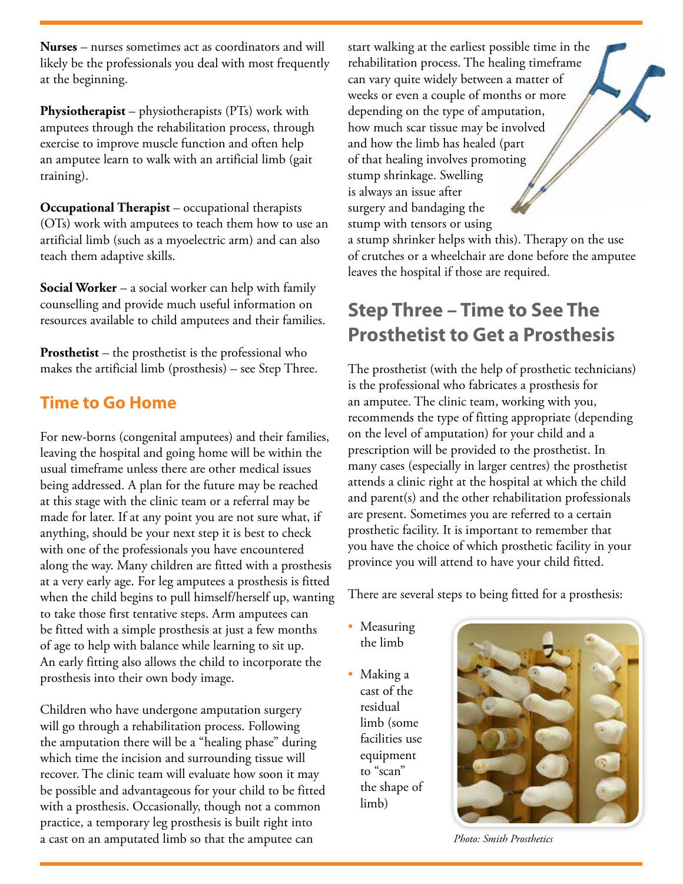**Nurses** – nurses sometimes act as coordinators and will likely be the professionals you deal with most frequently at the beginning.

**Physiotherapist** – physiotherapists (PTs) work with amputees through the rehabilitation process, through exercise to improve muscle function and often help an amputee learn to walk with an artificial limb (gait training).

**Occupational Therapist** – occupational therapists (OTs) work with amputees to teach them how to use an artificial limb (such as a myoelectric arm) and can also teach them adaptive skills.

**Social Worker** – a social worker can help with family counselling and provide much useful information on resources available to child amputees and their families.

**Prosthetist** – the prosthetist is the professional who makes the artificial limb (prosthesis) – see Step Three.

## Time to Go Home

For new-borns (congenital amputees) and their families, leaving the hospital and going home will be within the usual timeframe unless there are other medical issues being addressed. A plan for the future may be reached at this stage with the clinic team or a referral may be made for later. If at any point you are not sure what, if anything, should be your next step it is best to check with one of the professionals you have encountered along the way. Many children are fitted with a prosthesis at a very early age. For leg amputees a prosthesis is fitted when the child begins to pull himself/herself up, wanting to take those first tentative steps. Arm amputees can be fitted with a simple prosthesis at just a few months of age to help with balance while learning to sit up. An early fitting also allows the child to incorporate the prosthesis into their own body image.

Children who have undergone amputation surgery will go through a rehabilitation process. Following the amputation there will be a "healing phase" during which time the incision and surrounding tissue will recover. The clinic team will evaluate how soon it may be possible and advantageous for your child to be fitted with a prosthesis. Occasionally, though not a common practice, a temporary leg prosthesis is built right into a cast on an amputated limb so that the amputee can start walking at the earliest possible time in the rehabilitation process. The healing timeframe can vary quite widely between a matter of weeks or even a couple of months or more depending on the type of amputation, how much scar tissue may be involved and how the limb has healed (part of that healing involves promoting stump shrinkage. Swelling is always an issue after surgery and bandaging the stump with tensors or using a stump shrinker helps with this). Therapy on the use of crutches or a wheelchair are done before the amputee leaves the hospital if those are required.

## Step Three – Time to See The Prosthetist to Get a Prosthesis

The prosthetist (with the help of prosthetic technicians) is the professional who fabricates a prosthesis for an amputee. The clinic team, working with you, recommends the type of fitting appropriate (depending on the level of amputation) for your child and a prescription will be provided to the prosthetist. In many cases (especially in larger centres) the prosthetist attends a clinic right at the hospital at which the child and parent(s) and the other rehabilitation professionals are present. Sometimes you are referred to a certain prosthetic facility. It is important to remember that you have the choice of which prosthetic facility in your province you will attend to have your child fitted.

There are several steps to being fitted for a prosthesis:

- Measuring the limb
- Making a cast of the residual limb (some facilities use equipment to "scan" the shape of limb)

*Photo: Smith Prosthetics*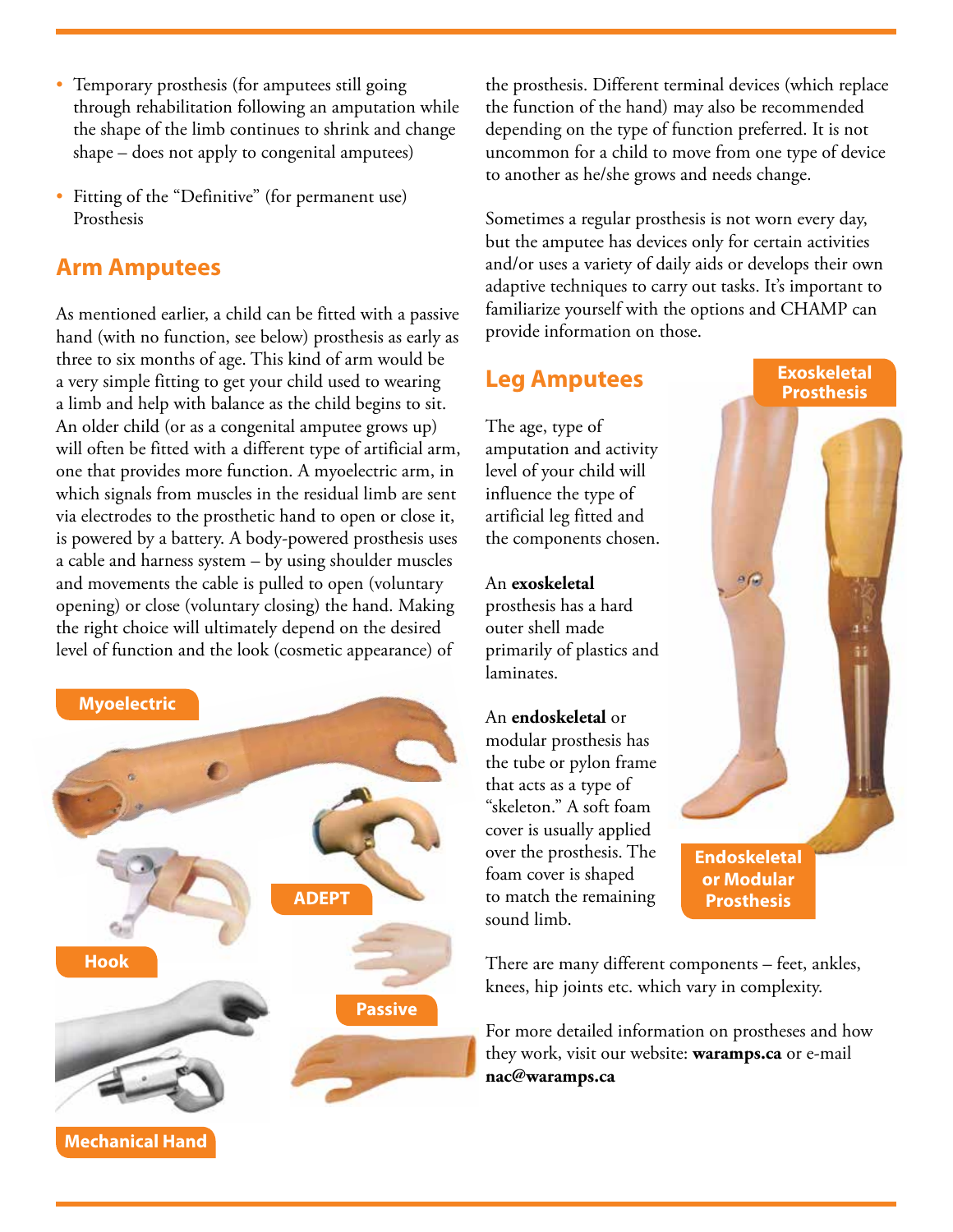- Temporary prosthesis (for amputees still going through rehabilitation following an amputation while the shape of the limb continues to shrink and change shape – does not apply to congenital amputees)
- Fitting of the "Definitive" (for permanent use) Prosthesis

## Arm Amputees

As mentioned earlier, a child can be fitted with a passive hand (with no function, see below) prosthesis as early as three to six months of age. This kind of arm would be a very simple fitting to get your child used to wearing a limb and help with balance as the child begins to sit. An older child (or as a congenital amputee grows up) will often be fitted with a different type of artificial arm, one that provides more function. A myoelectric arm, in which signals from muscles in the residual limb are sent via electrodes to the prosthetic hand to open or close it, is powered by a battery. A body-powered prosthesis uses a cable and harness system – by using shoulder muscles and movements the cable is pulled to open (voluntary opening) or close (voluntary closing) the hand. Making the right choice will ultimately depend on the desired level of function and the look (cosmetic appearance) of the prosthesis. Different terminal devices (which replace the function of the hand) may also be recommended depending on the type of function preferred. It is not uncommon for a child to move from one type of device to another as he/she grows and needs change.

Myoelectric

Hook

ADEPT

Passive

Mechanical Hand

Sometimes a regular prosthesis is not worn every day, but the amputee has devices only for certain activities and/or uses a variety of daily aids or develops their own adaptive techniques to carry out tasks. It's important to familiarize yourself with the options and CHAMP can provide information on those.

## Leg Amputees

The age, type of amputation and activity level of your child will influence the type of artificial leg fitted and the components chosen.

An **exoskeletal** prosthesis has a hard outer shell made primarily of plastics and laminates.

An **endoskeletal** or modular prosthesis has the tube or pylon frame that acts as a type of "skeleton." A soft foam cover is usually applied over the prosthesis. The foam cover is shaped to match the remaining sound limb.

Exoskeletal Prosthesis

Endoskeletal or Modular Prosthesis

There are many different components – feet, ankles, knees, hip joints etc. which vary in complexity.

For more detailed information on prostheses and how they work, visit our website: **waramps.ca** or e-mail **nac@waramps.ca**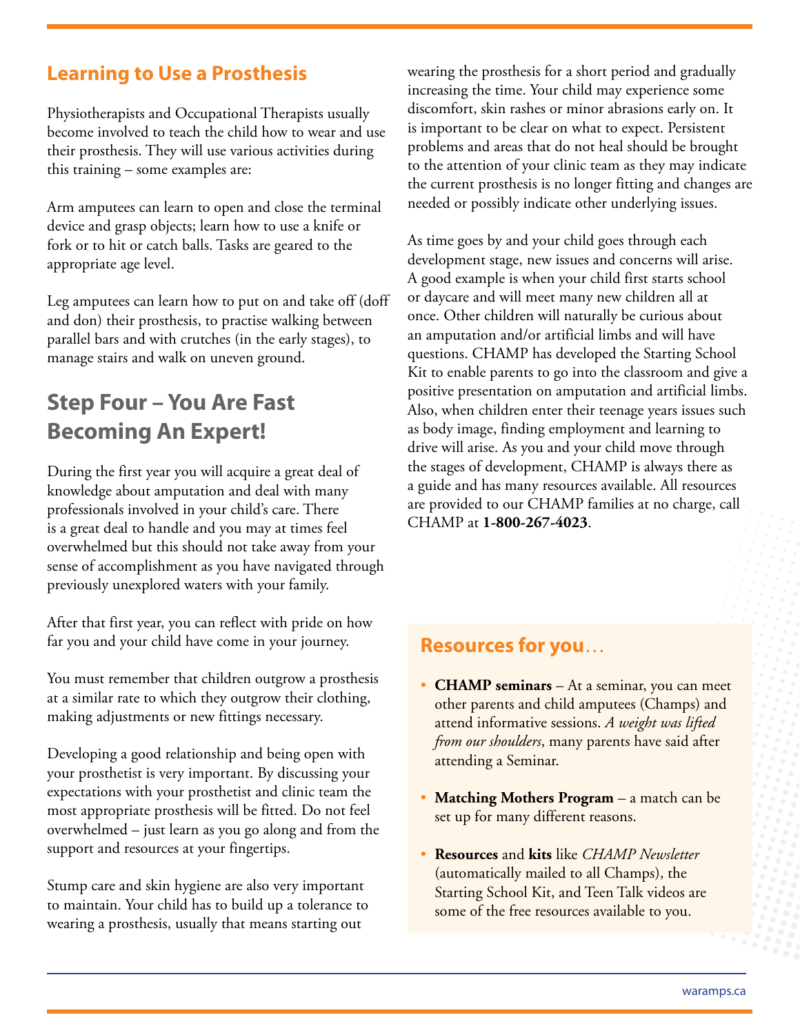## Learning to Use a Prosthesis

Physiotherapists and Occupational Therapists usually become involved to teach the child how to wear and use their prosthesis. They will use various activities during this training – some examples are:

Arm amputees can learn to open and close the terminal device and grasp objects; learn how to use a knife or fork or to hit or catch balls. Tasks are geared to the appropriate age level.

Leg amputees can learn how to put on and take off (doff and don) their prosthesis, to practise walking between parallel bars and with crutches (in the early stages), to manage stairs and walk on uneven ground.

# Step Four – You Are Fast Becoming An Expert!

During the first year you will acquire a great deal of knowledge about amputation and deal with many professionals involved in your child's care. There is a great deal to handle and you may at times feel overwhelmed but this should not take away from your sense of accomplishment as you have navigated through previously unexplored waters with your family.

After that first year, you can reflect with pride on how far you and your child have come in your journey.

You must remember that children outgrow a prosthesis at a similar rate to which they outgrow their clothing, making adjustments or new fittings necessary.

Developing a good relationship and being open with your prosthetist is very important. By discussing your expectations with your prosthetist and clinic team the most appropriate prosthesis will be fitted. Do not feel overwhelmed – just learn as you go along and from the support and resources at your fingertips.

Stump care and skin hygiene are also very important to maintain. Your child has to build up a tolerance to wearing a prosthesis, usually that means starting out wearing the prosthesis for a short period and gradually increasing the time. Your child may experience some discomfort, skin rashes or minor abrasions early on. It is important to be clear on what to expect. Persistent problems and areas that do not heal should be brought to the attention of your clinic team as they may indicate the current prosthesis is no longer fitting and changes are needed or possibly indicate other underlying issues.

As time goes by and your child goes through each development stage, new issues and concerns will arise. A good example is when your child first starts school or daycare and will meet many new children all at once. Other children will naturally be curious about an amputation and/or artificial limbs and will have questions. CHAMP has developed the Starting School Kit to enable parents to go into the classroom and give a positive presentation on amputation and artificial limbs. Also, when children enter their teenage years issues such as body image, finding employment and learning to drive will arise. As you and your child move through the stages of development, CHAMP is always there as a guide and has many resources available. All resources are provided to our CHAMP families at no charge, call CHAMP at **1-800-267-4023**.

## Resources for you…

- **CHAMP seminars** – At a seminar, you can meet other parents and child amputees (Champs) and attend informative sessions. *A weight was lifted from our shoulders*, many parents have said after attending a Seminar.
- **Matching Mothers Program** – a match can be set up for many different reasons.
- **Resources** and **kits** like *CHAMP Newsletter* (automatically mailed to all Champs), the Starting School Kit, and Teen Talk videos are some of the free resources available to you.